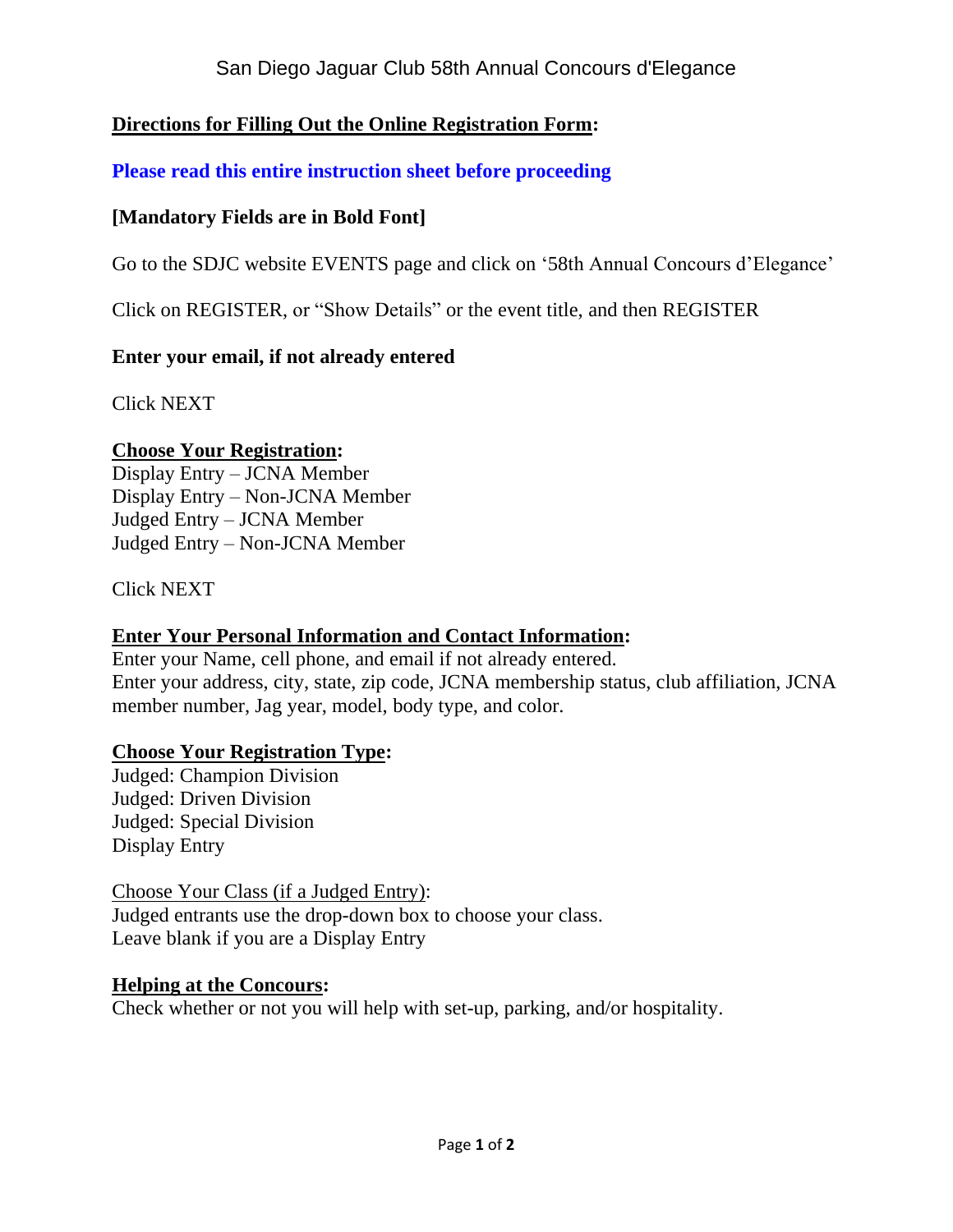# San Diego Jaguar Club 58th Annual Concours d'Elegance

**Directions for Filling Out the Online Registration Form:**

**Please read this entire instruction sheet before proceeding**

**[Mandatory Fields are in Bold Font]**

Go to the SDJC website EVENTS page and click on '58th Annual Concours d'Elegance'

Click on REGISTER, or "Show Details" or the event title, and then REGISTER

**Enter your email, if not already entered**

Click NEXT

**Choose Your Registration:**

Display Entry – JCNA Member
Display Entry – Non-JCNA Member
Judged Entry – JCNA Member
Judged Entry – Non-JCNA Member

Click NEXT

**Enter Your Personal Information and Contact Information:**

Enter your Name, cell phone, and email if not already entered.
Enter your address, city, state, zip code, JCNA membership status, club affiliation, JCNA member number, Jag year, model, body type, and color.

**Choose Your Registration Type:**

Judged: Champion Division
Judged: Driven Division
Judged: Special Division
Display Entry

Choose Your Class (if a Judged Entry):

Judged entrants use the drop-down box to choose your class.
Leave blank if you are a Display Entry

**Helping at the Concours:**

Check whether or not you will help with set-up, parking, and/or hospitality.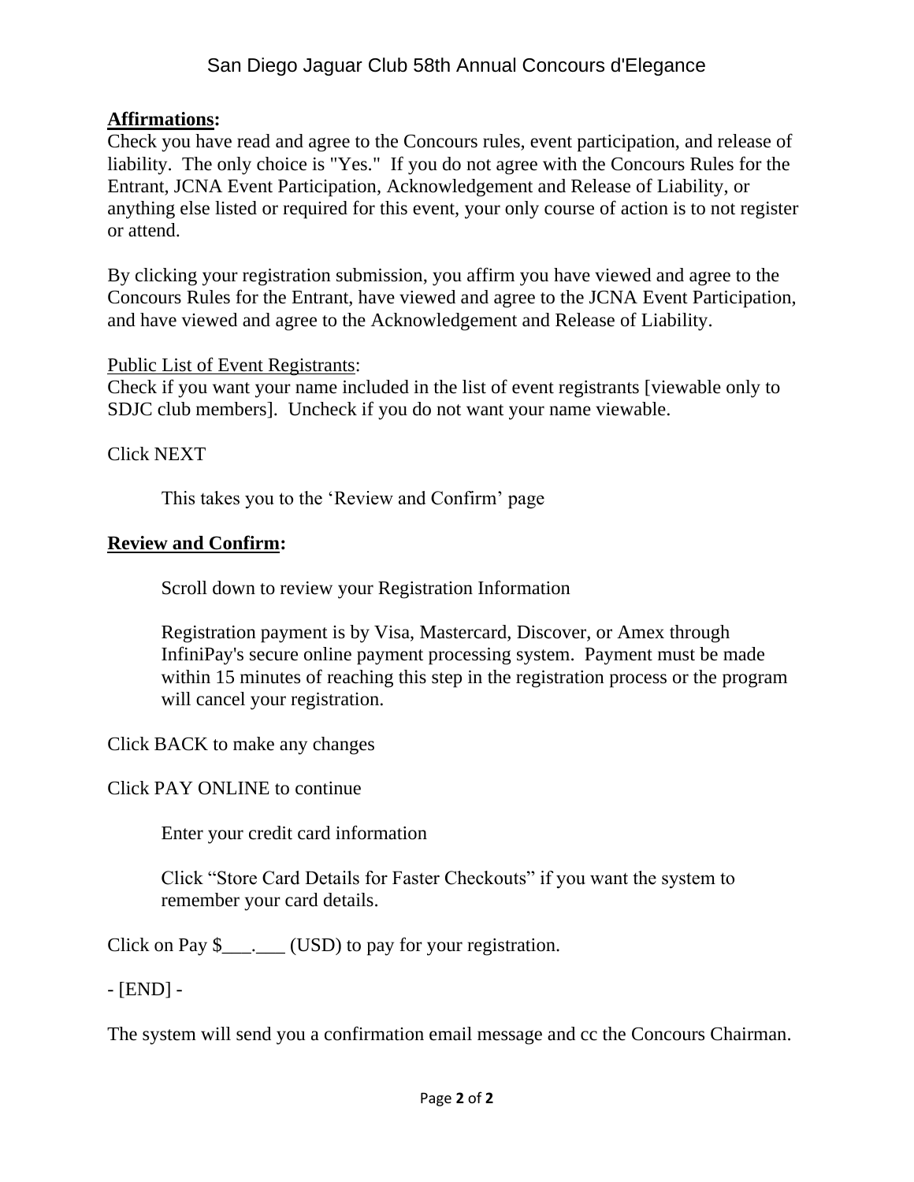**Affirmations:**

Check you have read and agree to the Concours rules, event participation, and release of liability. The only choice is "Yes." If you do not agree with the Concours Rules for the Entrant, JCNA Event Participation, Acknowledgement and Release of Liability, or anything else listed or required for this event, your only course of action is to not register or attend.

By clicking your registration submission, you affirm you have viewed and agree to the Concours Rules for the Entrant, have viewed and agree to the JCNA Event Participation, and have viewed and agree to the Acknowledgement and Release of Liability.

Public List of Event Registrants:

Check if you want your name included in the list of event registrants [viewable only to SDJC club members]. Uncheck if you do not want your name viewable.

Click NEXT

> This takes you to the 'Review and Confirm' page

**Review and Confirm:**

> Scroll down to review your Registration Information
>
> Registration payment is by Visa, Mastercard, Discover, or Amex through InfiniPay's secure online payment processing system. Payment must be made within 15 minutes of reaching this step in the registration process or the program will cancel your registration.

Click BACK to make any changes

Click PAY ONLINE to continue

> Enter your credit card information
>
> Click "Store Card Details for Faster Checkouts" if you want the system to remember your card details.

Click on Pay $___.___ (USD) to pay for your registration.

- [END] -

The system will send you a confirmation email message and cc the Concours Chairman.